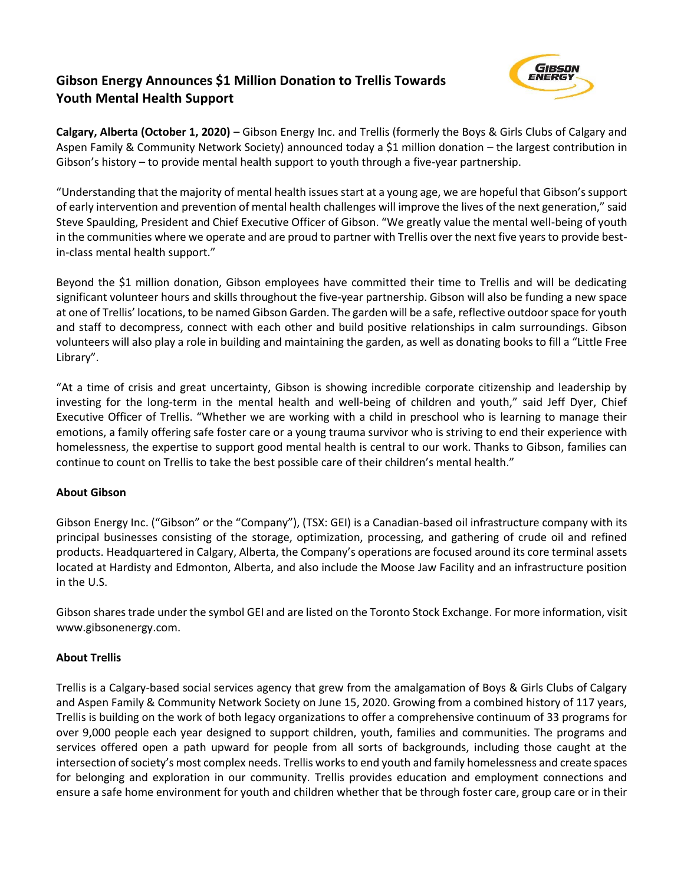# Gibson Energy Announces $1 Million Donation to Trellis Towards Youth Mental Health Support

**Calgary, Alberta (October 1, 2020)** – Gibson Energy Inc. and Trellis (formerly the Boys & Girls Clubs of Calgary and Aspen Family & Community Network Society) announced today a $1 million donation – the largest contribution in Gibson's history – to provide mental health support to youth through a five-year partnership.

"Understanding that the majority of mental health issues start at a young age, we are hopeful that Gibson's support of early intervention and prevention of mental health challenges will improve the lives of the next generation," said Steve Spaulding, President and Chief Executive Officer of Gibson. "We greatly value the mental well-being of youth in the communities where we operate and are proud to partner with Trellis over the next five years to provide best-in-class mental health support."

Beyond the $1 million donation, Gibson employees have committed their time to Trellis and will be dedicating significant volunteer hours and skills throughout the five-year partnership. Gibson will also be funding a new space at one of Trellis' locations, to be named Gibson Garden. The garden will be a safe, reflective outdoor space for youth and staff to decompress, connect with each other and build positive relationships in calm surroundings. Gibson volunteers will also play a role in building and maintaining the garden, as well as donating books to fill a "Little Free Library".

"At a time of crisis and great uncertainty, Gibson is showing incredible corporate citizenship and leadership by investing for the long-term in the mental health and well-being of children and youth," said Jeff Dyer, Chief Executive Officer of Trellis. "Whether we are working with a child in preschool who is learning to manage their emotions, a family offering safe foster care or a young trauma survivor who is striving to end their experience with homelessness, the expertise to support good mental health is central to our work. Thanks to Gibson, families can continue to count on Trellis to take the best possible care of their children's mental health."

## About Gibson

Gibson Energy Inc. ("Gibson" or the "Company"), (TSX: GEI) is a Canadian-based oil infrastructure company with its principal businesses consisting of the storage, optimization, processing, and gathering of crude oil and refined products. Headquartered in Calgary, Alberta, the Company's operations are focused around its core terminal assets located at Hardisty and Edmonton, Alberta, and also include the Moose Jaw Facility and an infrastructure position in the U.S.

Gibson shares trade under the symbol GEI and are listed on the Toronto Stock Exchange. For more information, visit www.gibsonenergy.com.

## About Trellis

Trellis is a Calgary-based social services agency that grew from the amalgamation of Boys & Girls Clubs of Calgary and Aspen Family & Community Network Society on June 15, 2020. Growing from a combined history of 117 years, Trellis is building on the work of both legacy organizations to offer a comprehensive continuum of 33 programs for over 9,000 people each year designed to support children, youth, families and communities. The programs and services offered open a path upward for people from all sorts of backgrounds, including those caught at the intersection of society's most complex needs. Trellis works to end youth and family homelessness and create spaces for belonging and exploration in our community. Trellis provides education and employment connections and ensure a safe home environment for youth and children whether that be through foster care, group care or in their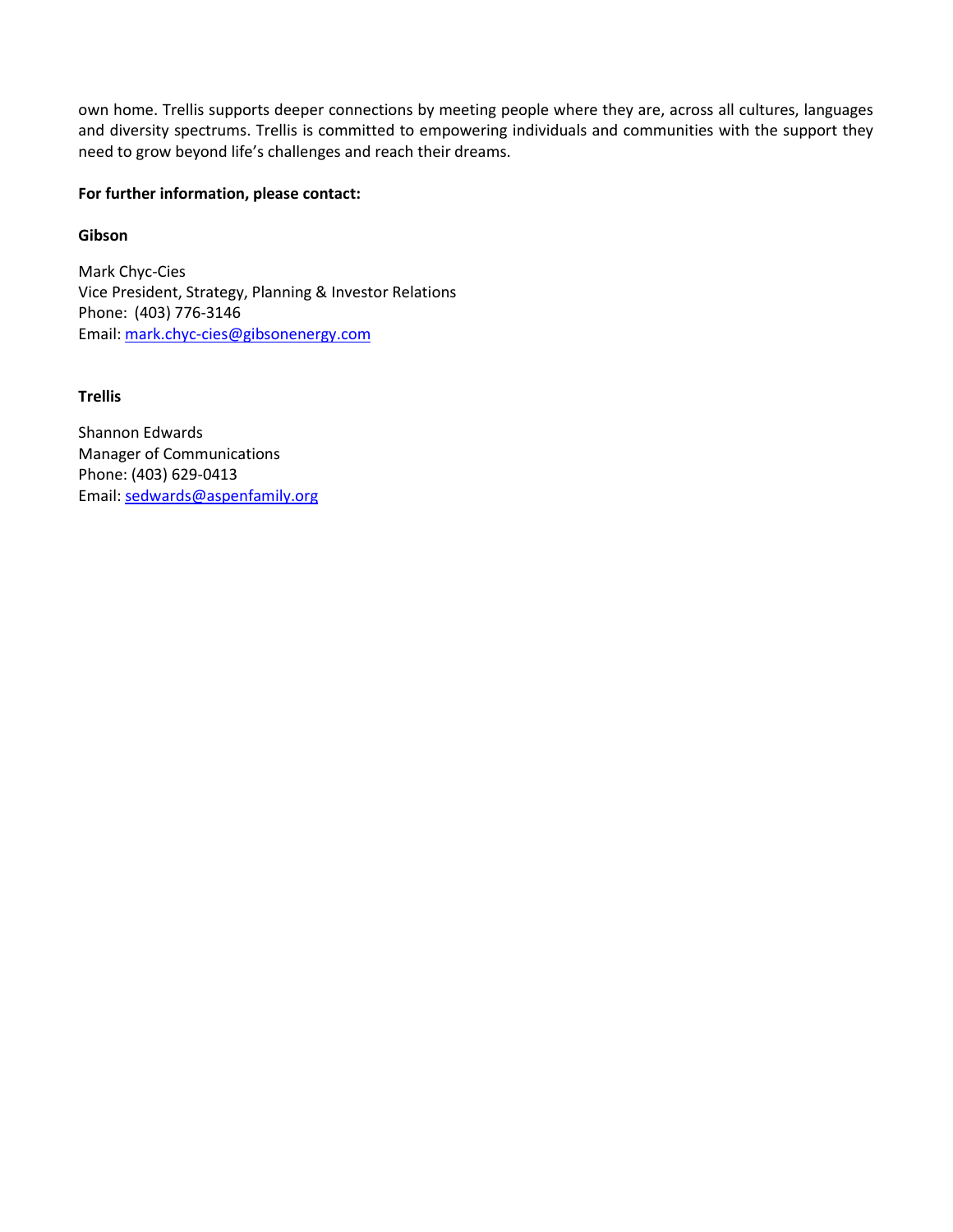own home. Trellis supports deeper connections by meeting people where they are, across all cultures, languages and diversity spectrums. Trellis is committed to empowering individuals and communities with the support they need to grow beyond life's challenges and reach their dreams.

**For further information, please contact:**

**Gibson**

Mark Chyc-Cies  
Vice President, Strategy, Planning & Investor Relations  
Phone: (403) 776-3146  
Email: mark.chyc-cies@gibsonenergy.com

**Trellis**

Shannon Edwards  
Manager of Communications  
Phone: (403) 629-0413  
Email: sedwards@aspenfamily.org